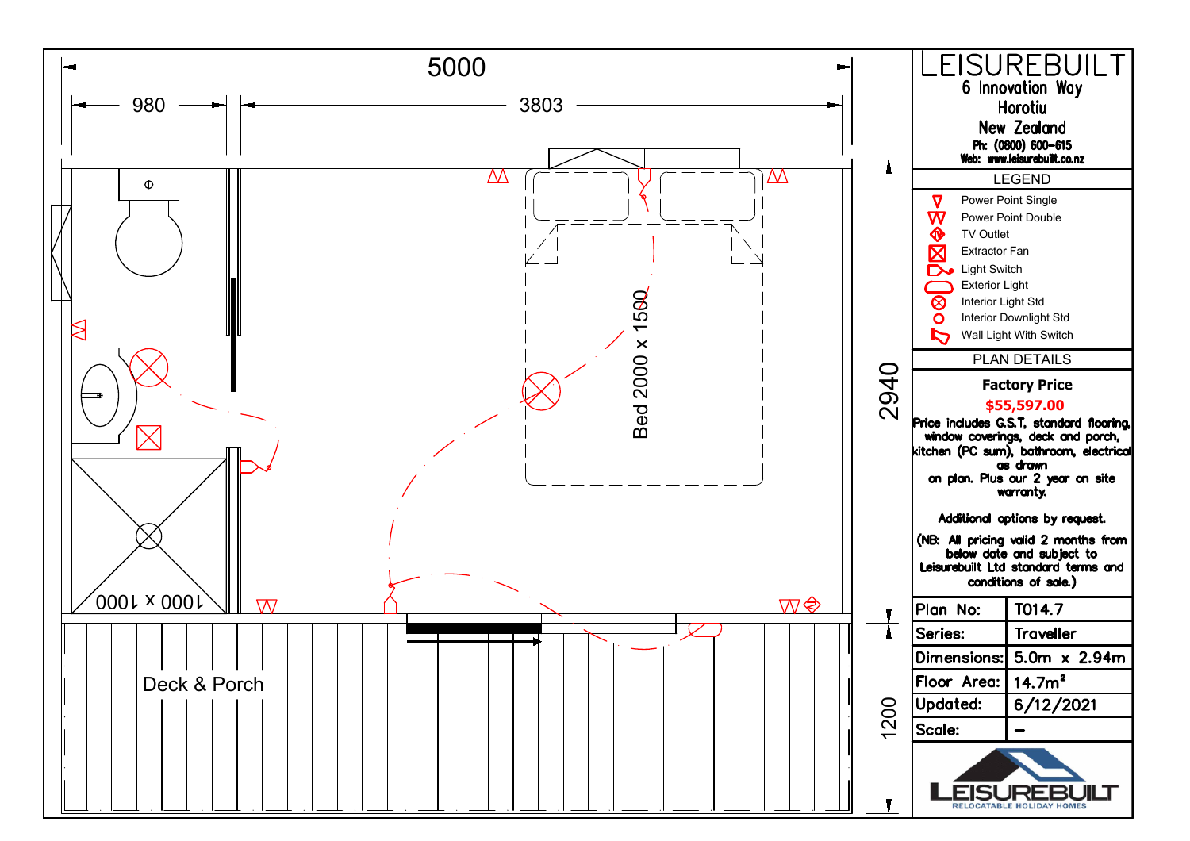# LEISUREBUILT

6 Innovation Way
Horotiu
New Zealand
Ph: (0800) 600-615
Web: www.leisurebuilt.co.nz

## LEGEND

- Power Point Single
- Power Point Double
- TV Outlet
- Extractor Fan
- Light Switch
- Exterior Light
- Interior Light Std
- Interior Downlight Std
- Wall Light With Switch

## PLAN DETAILS

**Factory Price**

**$55,597.00**

Price includes G.S.T, standard flooring, window coverings, deck and porch, kitchen (PC sum), bathroom, electrical as drawn on plan. Plus our 2 year on site warranty.

Additional options by request.

(NB: All pricing valid 2 months from below date and subject to Leisurebuilt Ltd standard terms and conditions of sale.)

| Plan No: | T014.7 |
| --- | --- |
| Series: | Traveller |
| Dimensions: | 5.0m x 2.94m |
| Floor Area: | $14.7m^2$ |
| Updated: | 6/12/2021 |
| Scale: | - |

LEISUREBUILT
RELOCATABLE HOLIDAY HOMES

5000

980

3803

2940

1200

Bed 2000 x 1500

1000 x 1000

Deck & Porch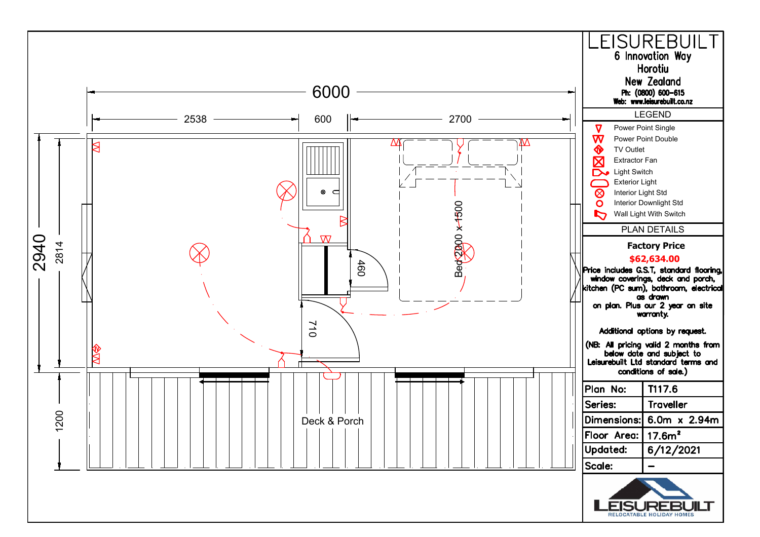6000

2538 | 600 | 2700

2940 | 2814 | 1200

460

710

Bed 2000 x 1500

Deck & Porch

# LEISUREBUILT

6 Innovation Way
Horotiu
New Zealand
Ph: (0800) 600-615
Web: www.leisurebuilt.co.nz

## LEGEND

- Power Point Single
- Power Point Double
- TV Outlet
- Extractor Fan
- Light Switch
- Exterior Light
- Interior Light Std
- Interior Downlight Std
- Wall Light With Switch

## PLAN DETAILS

**Factory Price**

**$62,634.00**

Price includes G.S.T, standard flooring, window coverings, deck and porch, kitchen (PC sum), bathroom, electrical as drawn on plan. Plus our 2 year on site warranty.

Additional options by request.

(NB: All pricing valid 2 months from below date and subject to Leisurebuilt Ltd standard terms and conditions of sale.)

| | |
|---|---|
| Plan No: | T117.6 |
| Series: | Traveller |
| Dimensions: | 6.0m x 2.94m |
| Floor Area: | 17.6m² |
| Updated: | 6/12/2021 |
| Scale: | - |

LEISUREBUILT
RELOCATABLE HOLIDAY HOMES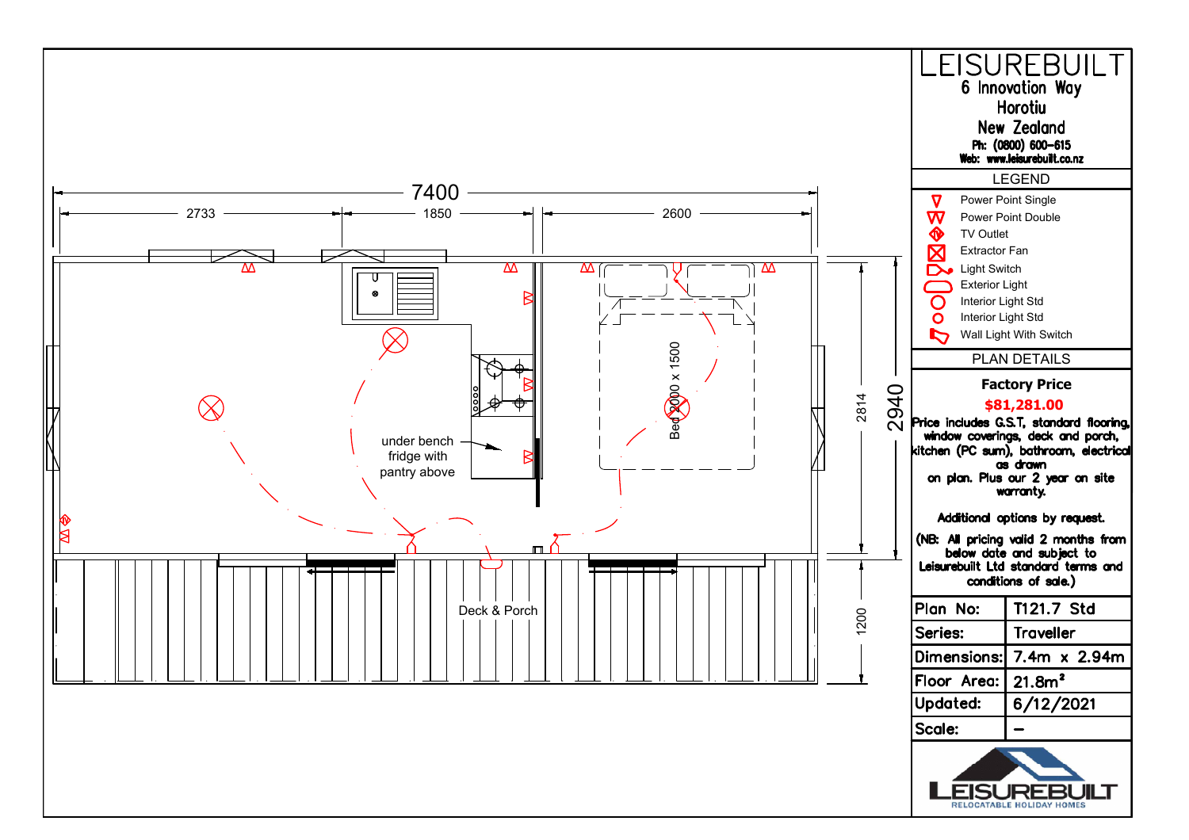# LEISUREBUILT

6 Innovation Way
Horotiu
New Zealand
Ph: (0800) 600-615
Web: www.leisurebuilt.co.nz

## LEGEND

- Power Point Single
- Power Point Double
- TV Outlet
- Extractor Fan
- Light Switch
- Exterior Light
- Interior Light Std
- Interior Light Std
- Wall Light With Switch

## PLAN DETAILS

**Factory Price**

**$81,281.00**

Price includes G.S.T, standard flooring, window coverings, deck and porch, kitchen (PC sum), bathroom, electrical as drawn on plan. Plus our 2 year on site warranty.

Additional options by request.

(NB: All pricing valid 2 months from below date and subject to Leisurebuilt Ltd standard terms and conditions of sale.)

| Plan No: | T121.7 Std |
|---|---|
| Series: | Traveller |
| Dimensions: | 7.4m x 2.94m |
| Floor Area: | 21.8m² |
| Updated: | 6/12/2021 |
| Scale: | – |

LEISUREBUILT
RELOCATABLE HOLIDAY HOMES

7400
2733 | 1850 | 2600
2940
2814
1200

under bench fridge with pantry above

Bed 2000 x 1500

Deck & Porch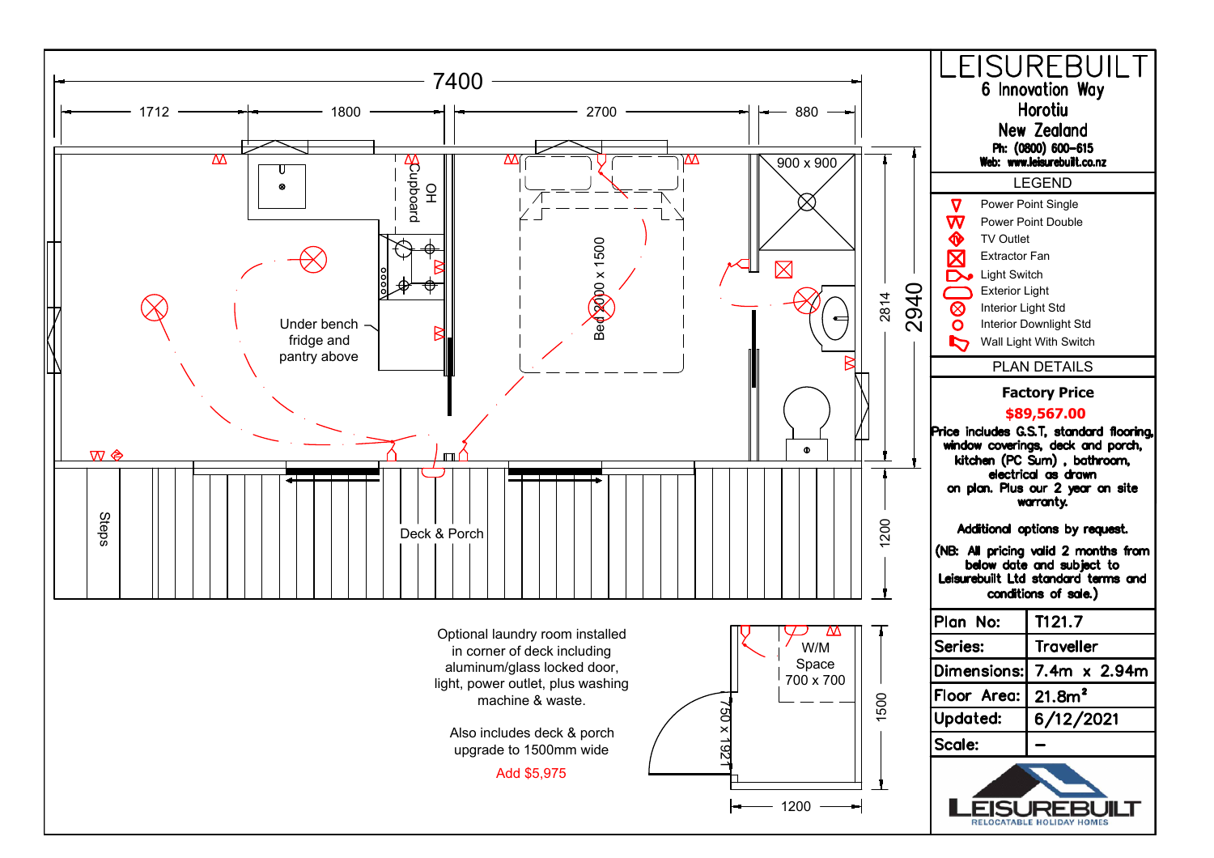# LEISUREBUILT

6 Innovation Way
Horotiu
New Zealand
Ph: (0800) 600-615
Web: www.leisurebuilt.co.nz

## LEGEND

- Power Point Single
- Power Point Double
- TV Outlet
- Extractor Fan
- Light Switch
- Exterior Light
- Interior Light Std
- Interior Downlight Std
- Wall Light With Switch

## PLAN DETAILS

**Factory Price**

**$89,567.00**

Price includes G.S.T, standard flooring, window coverings, deck and porch, kitchen (PC Sum), bathroom, electrical as drawn on plan. Plus our 2 year on site warranty.

Additional options by request.

(NB: All pricing valid 2 months from below date and subject to Leisurebuilt Ltd standard terms and conditions of sale.)

| | |
|---|---|
| Plan No: | T121.7 |
| Series: | Traveller |
| Dimensions: | 7.4m x 2.94m |
| Floor Area: | 21.8m² |
| Updated: | 6/12/2021 |
| Scale: | – |

LEISUREBUILT
RELOCATABLE HOLIDAY HOMES

---

7400

1712 | 1800 | 2700 | 880

2940 | 2814 | 1200

OH Cupboard

Under bench fridge and pantry above

Bed 2000 x 1500

900 x 900

Steps

Deck & Porch

---

Optional laundry room installed in corner of deck including aluminum/glass locked door, light, power outlet, plus washing machine & waste.

Also includes deck & porch upgrade to 1500mm wide

Add $5,975

W/M Space 700 x 700

750 x 1921

1500

1200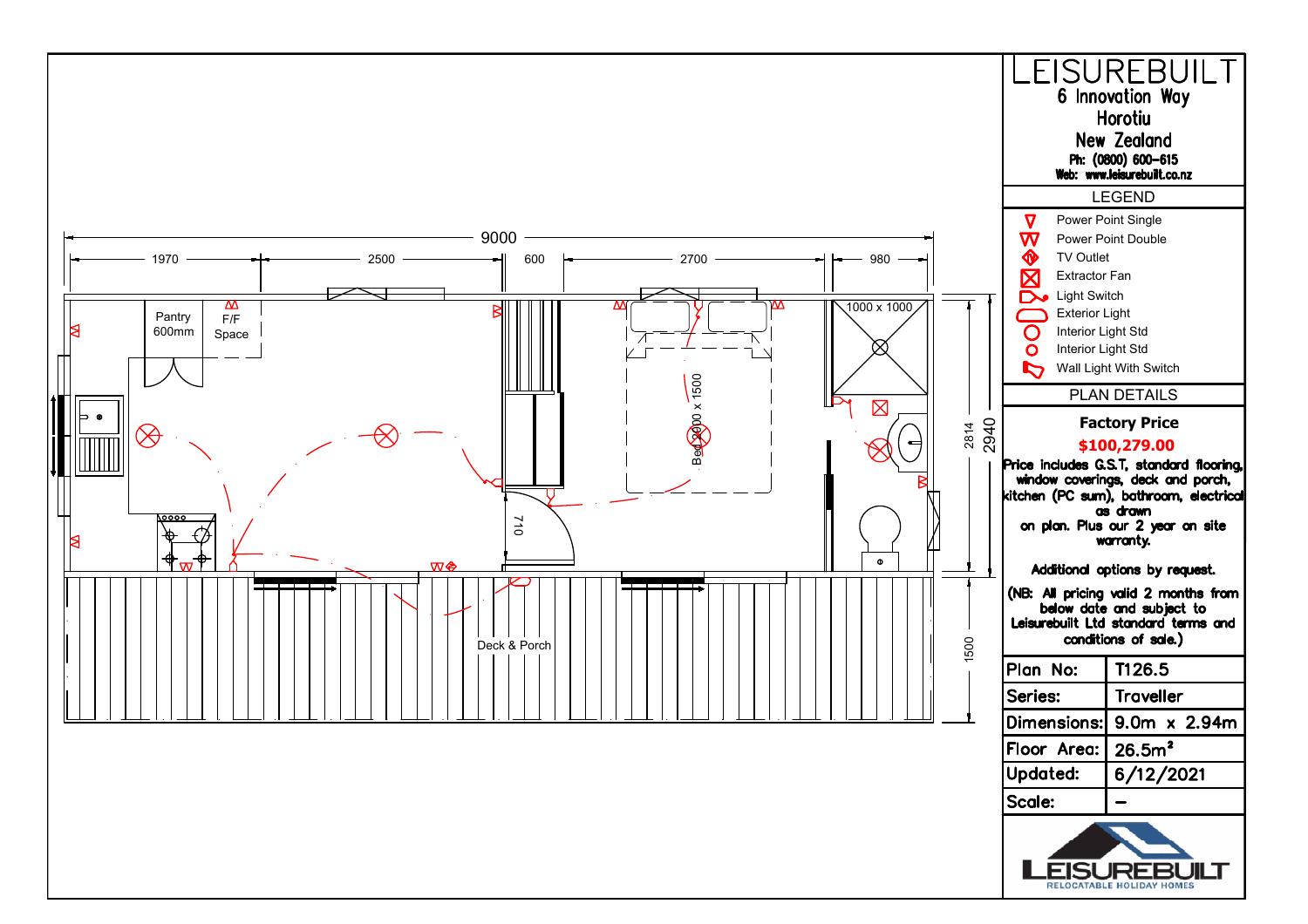# LEISUREBUILT

6 Innovation Way
Horotiu
New Zealand
Ph: (0800) 600-615
Web: www.leisurebuilt.co.nz

## LEGEND

- Power Point Single
- Power Point Double
- TV Outlet
- Extractor Fan
- Light Switch
- Exterior Light
- Interior Light Std
- Interior Light Std
- Wall Light With Switch

## PLAN DETAILS

**Factory Price**

**$100,279.00**

Price includes G.S.T, standard flooring, window coverings, deck and porch, kitchen (PC sum), bathroom, electrical as drawn on plan. Plus our 2 year on site warranty.

Additional options by request.

(NB: All pricing valid 2 months from below date and subject to Leisurebuilt Ltd standard terms and conditions of sale.)

| | |
|---|---|
| Plan No: | T126.5 |
| Series: | Traveller |
| Dimensions: | 9.0m x 2.94m |
| Floor Area: | $26.5m^2$ |
| Updated: | 6/12/2021 |
| Scale: | – |

9000
1970
2500
600
2700
980
Pantry 600mm
F/F Space
1000 x 1000
Bed 2000 x 1500
710
2814
2940
1500
Deck & Porch

LEISUREBUILT
RELOCATABLE HOLIDAY HOMES